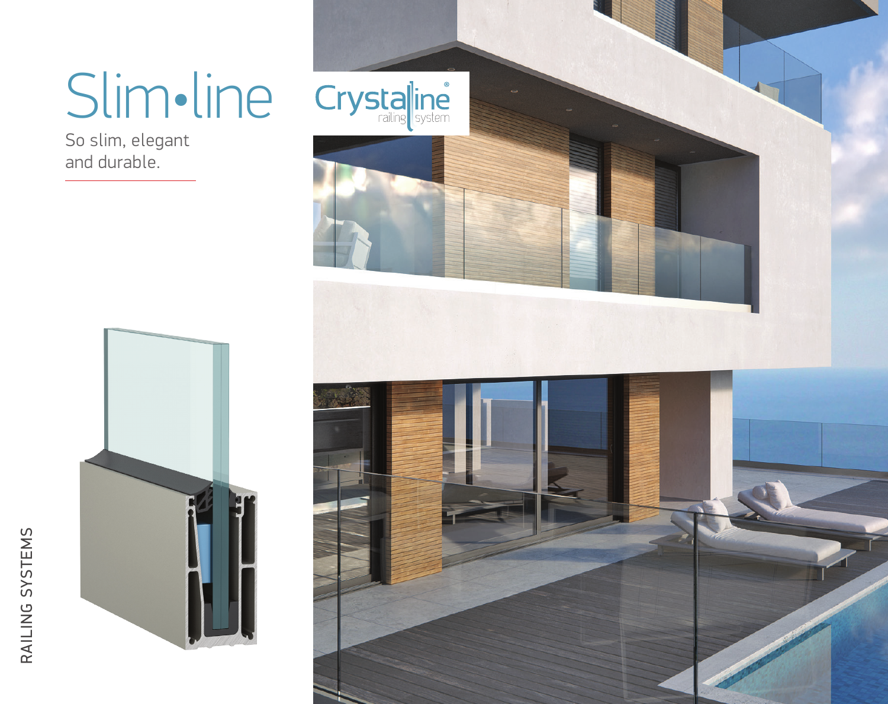# Slim•line

So slim, elegant and durable.

Crystalline railing system®

RAILING SYSTEMS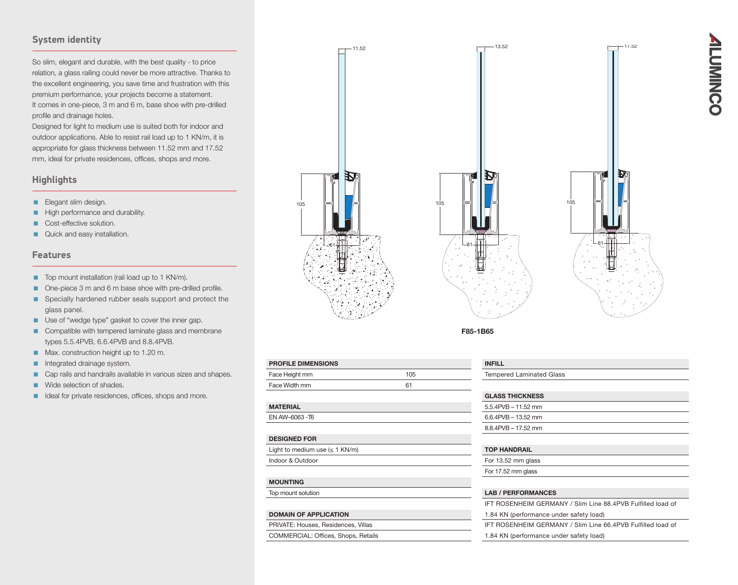## System identity

So slim, elegant and durable, with the best quality - to price relation, a glass railing could never be more attractive. Thanks to the excellent engineering, you save time and frustration with this premium performance, your projects become a statement. It comes in one-piece, 3 m and 6 m, base shoe with pre-drilled profile and drainage holes.

Designed for light to medium use is suited both for indoor and outdoor applications. Able to resist rail load up to 1 KN/m, it is appropriate for glass thickness between 11.52 mm and 17.52 mm, ideal for private residences, offices, shops and more.

## Highlights

- Elegant slim design.
- High performance and durability.
- Cost-effective solution.
- Quick and easy installation.

## Features

- Top mount installation (rail load up to 1 KN/m).
- One-piece 3 m and 6 m base shoe with pre-drilled profile.
- Specially hardened rubber seals support and protect the glass panel.
- Use of “wedge type” gasket to cover the inner gap.
- Compatible with tempered laminate glass and membrane types 5.5.4PVB, 6.6.4PVB and 8.8.4PVB.
- Max. construction height up to 1.20 m.
- Integrated drainage system.
- Cap rails and handrails available in various sizes and shapes.
- Wide selection of shades.
- Ideal for private residences, offices, shops and more.

11.52
105
61

13.52
105
61

17.52
105
61

**F85-1B65**

ALUMINCO

| PROFILE DIMENSIONS | |
|---|---|
| Face Height mm | 105 |
| Face Width mm | 61 |

| MATERIAL |
|---|
| EN AW–6063 -T6 |

| DESIGNED FOR |
|---|
| Light to medium use (≤ 1 KN/m) |
| Indoor & Outdoor |

| MOUNTING |
|---|
| Top mount solution |

| DOMAIN OF APPLICATION |
|---|
| PRIVATE: Houses, Residences, Villas |
| COMMERCIAL: Offices, Shops, Retails |

| INFILL |
|---|
| Tempered Laminated Glass |

| GLASS THICKNESS |
|---|
| 5.5.4PVB – 11.52 mm |
| 6.6.4PVB – 13.52 mm |
| 8.8.4PVB – 17.52 mm |

| TOP HANDRAIL |
|---|
| For 13.52 mm glass |
| For 17.52 mm glass |

| LAB / PERFORMANCES |
|---|
| IFT ROSENHEIM GERMANY / Slim Line 88.4PVB Fulfilled load of 1.84 KN (performance under safety load) |
| IFT ROSENHEIM GERMANY / Slim Line 66.4PVB Fulfilled load of 1.84 KN (performance under safety load) |